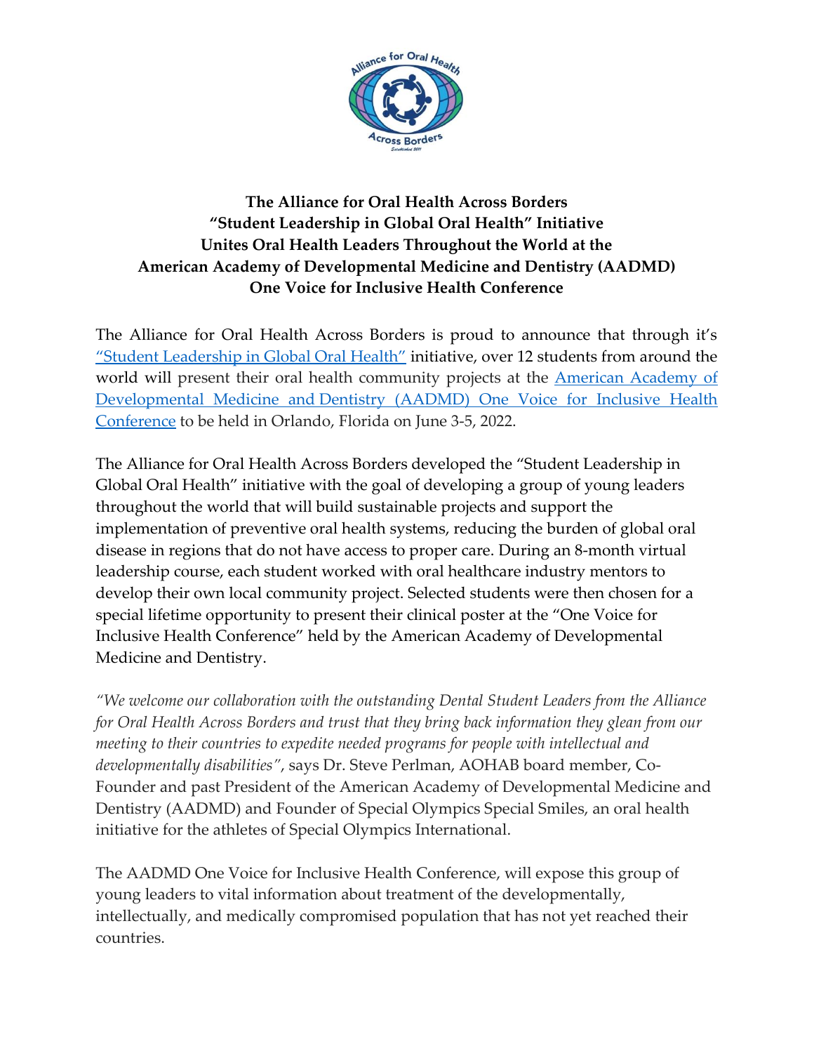# The Alliance for Oral Health Across Borders "Student Leadership in Global Oral Health" Initiative Unites Oral Health Leaders Throughout the World at the American Academy of Developmental Medicine and Dentistry (AADMD) One Voice for Inclusive Health Conference

The Alliance for Oral Health Across Borders is proud to announce that through it's "Student Leadership in Global Oral Health" initiative, over 12 students from around the world will present their oral health community projects at the American Academy of Developmental Medicine and Dentistry (AADMD) One Voice for Inclusive Health Conference to be held in Orlando, Florida on June 3-5, 2022.

The Alliance for Oral Health Across Borders developed the "Student Leadership in Global Oral Health" initiative with the goal of developing a group of young leaders throughout the world that will build sustainable projects and support the implementation of preventive oral health systems, reducing the burden of global oral disease in regions that do not have access to proper care. During an 8-month virtual leadership course, each student worked with oral healthcare industry mentors to develop their own local community project. Selected students were then chosen for a special lifetime opportunity to present their clinical poster at the "One Voice for Inclusive Health Conference" held by the American Academy of Developmental Medicine and Dentistry.

*"We welcome our collaboration with the outstanding Dental Student Leaders from the Alliance for Oral Health Across Borders and trust that they bring back information they glean from our meeting to their countries to expedite needed programs for people with intellectual and developmentally disabilities"*, says Dr. Steve Perlman, AOHAB board member, Co-Founder and past President of the American Academy of Developmental Medicine and Dentistry (AADMD) and Founder of Special Olympics Special Smiles, an oral health initiative for the athletes of Special Olympics International.

The AADMD One Voice for Inclusive Health Conference, will expose this group of young leaders to vital information about treatment of the developmentally, intellectually, and medically compromised population that has not yet reached their countries.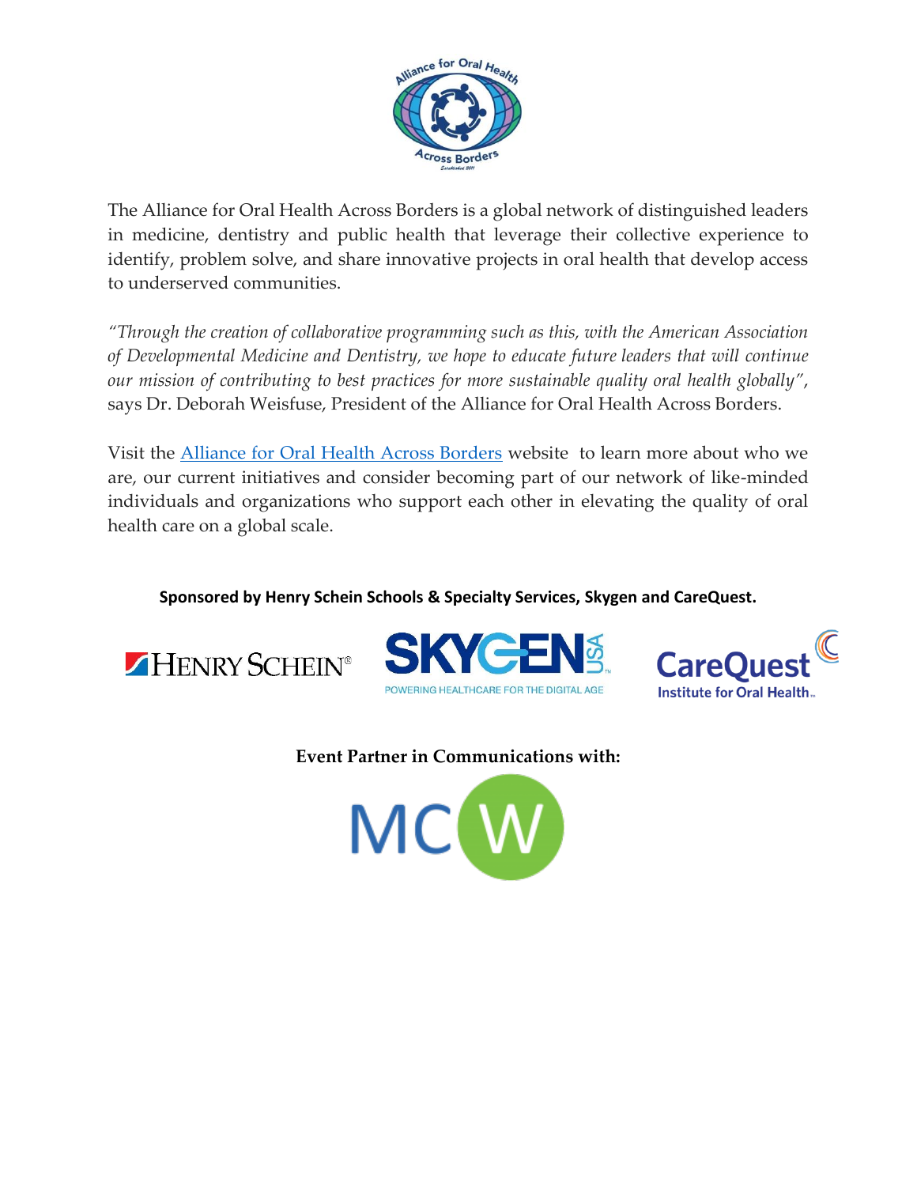The Alliance for Oral Health Across Borders is a global network of distinguished leaders in medicine, dentistry and public health that leverage their collective experience to identify, problem solve, and share innovative projects in oral health that develop access to underserved communities.

*"Through the creation of collaborative programming such as this, with the American Association of Developmental Medicine and Dentistry, we hope to educate future leaders that will continue our mission of contributing to best practices for more sustainable quality oral health globally"*, says Dr. Deborah Weisfuse, President of the Alliance for Oral Health Across Borders.

Visit the Alliance for Oral Health Across Borders website to learn more about who we are, our current initiatives and consider becoming part of our network of like-minded individuals and organizations who support each other in elevating the quality of oral health care on a global scale.

**Sponsored by Henry Schein Schools & Specialty Services, Skygen and CareQuest.**

**Event Partner in Communications with:**